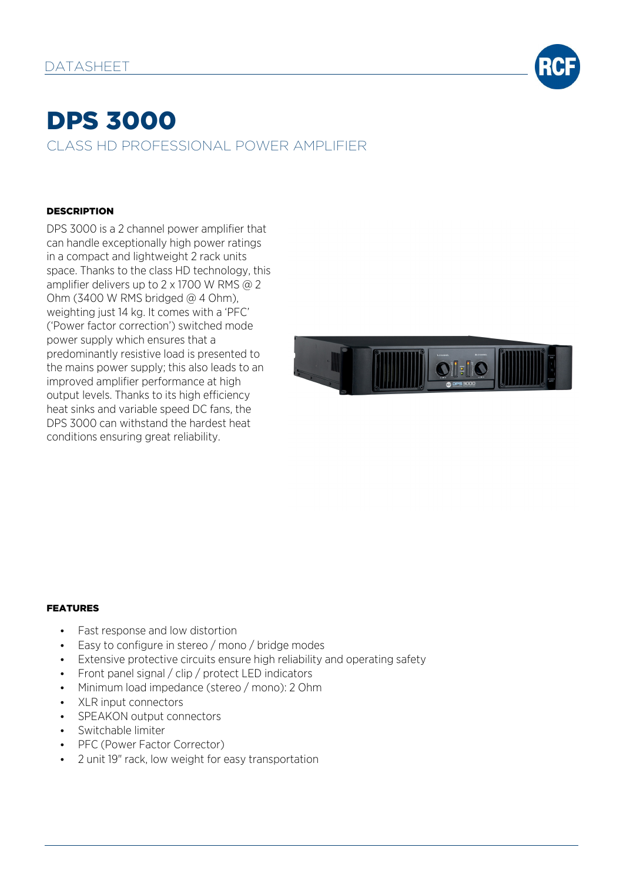DATASHEET

# DPS 3000

## CLASS HD PROFESSIONAL POWER AMPLIFIER

### DESCRIPTION

DPS 3000 is a 2 channel power amplifier that can handle exceptionally high power ratings in a compact and lightweight 2 rack units space. Thanks to the class HD technology, this amplifier delivers up to 2 x 1700 W RMS @ 2 Ohm (3400 W RMS bridged @ 4 Ohm), weighting just 14 kg. It comes with a 'PFC' ('Power factor correction') switched mode power supply which ensures that a predominantly resistive load is presented to the mains power supply; this also leads to an improved amplifier performance at high output levels. Thanks to its high efficiency heat sinks and variable speed DC fans, the DPS 3000 can withstand the hardest heat conditions ensuring great reliability.

### FEATURES

- Fast response and low distortion
- Easy to configure in stereo / mono / bridge modes
- Extensive protective circuits ensure high reliability and operating safety
- Front panel signal / clip / protect LED indicators
- Minimum load impedance (stereo / mono): 2 Ohm
- XLR input connectors
- SPEAKON output connectors
- Switchable limiter
- PFC (Power Factor Corrector)
- 2 unit 19" rack, low weight for easy transportation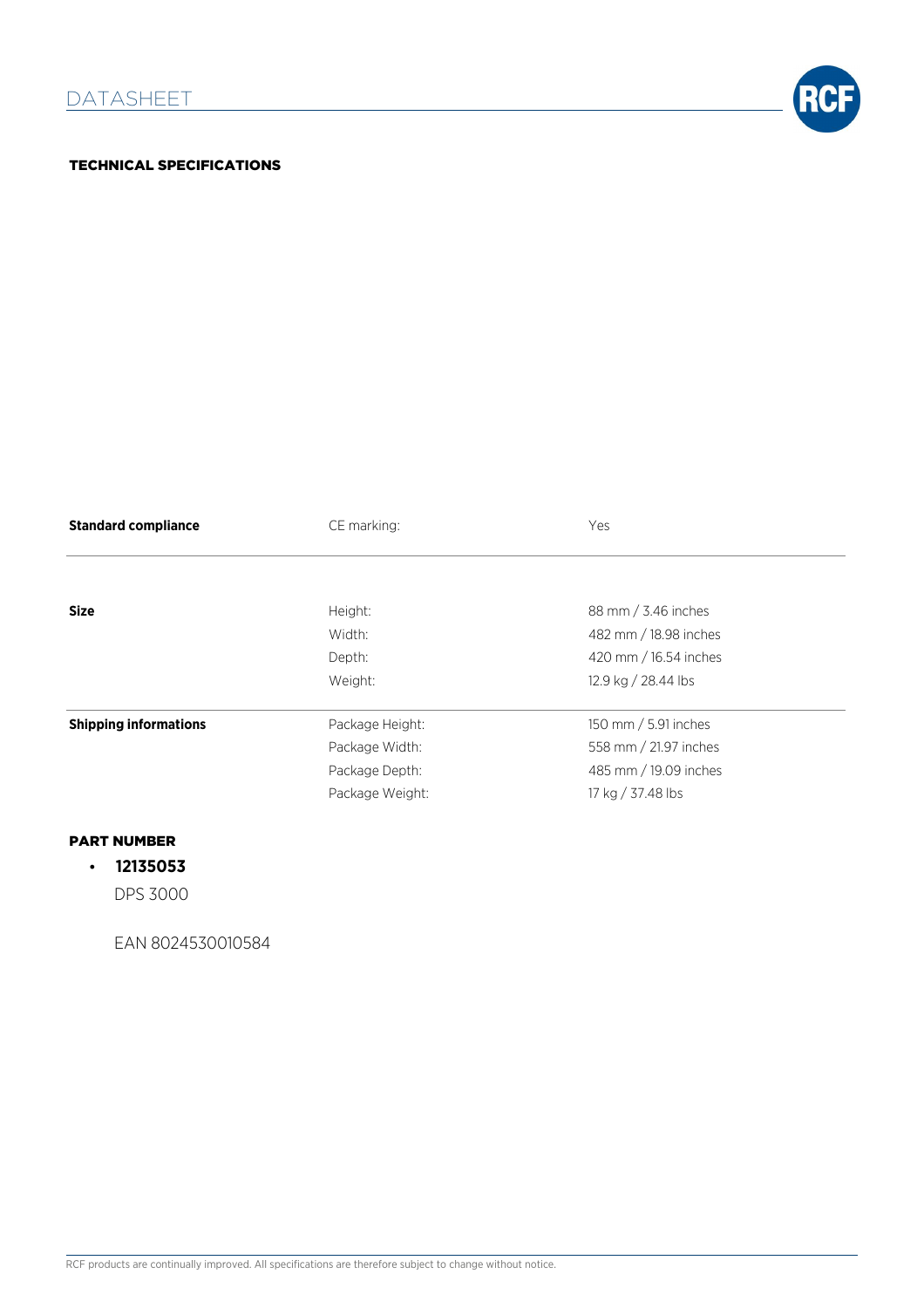# DATASHEET

## TECHNICAL SPECIFICATIONS

| | | |
|---|---|---|
| **Standard compliance** | CE marking: | Yes |
| **Size** | Height: | 88 mm / 3.46 inches |
| | Width: | 482 mm / 18.98 inches |
| | Depth: | 420 mm / 16.54 inches |
| | Weight: | 12.9 kg / 28.44 lbs |
| **Shipping informations** | Package Height: | 150 mm / 5.91 inches |
| | Package Width: | 558 mm / 21.97 inches |
| | Package Depth: | 485 mm / 19.09 inches |
| | Package Weight: | 17 kg / 37.48 lbs |

## PART NUMBER

- **12135053**
  DPS 3000

  EAN 8024530010584

RCF products are continually improved. All specifications are therefore subject to change without notice.